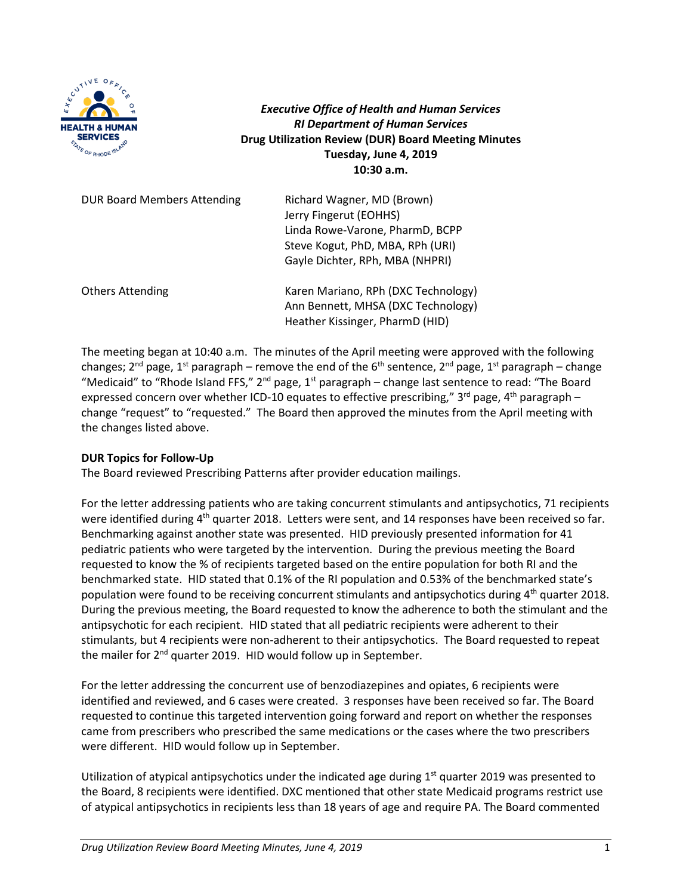***Executive Office of Health and Human Services***
***RI Department of Human Services***
**Drug Utilization Review (DUR) Board Meeting Minutes**
**Tuesday, June 4, 2019**
**10:30 a.m.**

| | |
|---|---|
| DUR Board Members Attending | Richard Wagner, MD (Brown)<br>Jerry Fingerut (EOHHS)<br>Linda Rowe-Varone, PharmD, BCPP<br>Steve Kogut, PhD, MBA, RPh (URI)<br>Gayle Dichter, RPh, MBA (NHPRI) |
| Others Attending | Karen Mariano, RPh (DXC Technology)<br>Ann Bennett, MHSA (DXC Technology)<br>Heather Kissinger, PharmD (HID) |

The meeting began at 10:40 a.m. The minutes of the April meeting were approved with the following changes; 2nd page, 1st paragraph – remove the end of the 6th sentence, 2nd page, 1st paragraph – change "Medicaid" to "Rhode Island FFS," 2nd page, 1st paragraph – change last sentence to read: "The Board expressed concern over whether ICD-10 equates to effective prescribing," 3rd page, 4th paragraph – change "request" to "requested." The Board then approved the minutes from the April meeting with the changes listed above.

**DUR Topics for Follow-Up**

The Board reviewed Prescribing Patterns after provider education mailings.

For the letter addressing patients who are taking concurrent stimulants and antipsychotics, 71 recipients were identified during 4th quarter 2018. Letters were sent, and 14 responses have been received so far. Benchmarking against another state was presented. HID previously presented information for 41 pediatric patients who were targeted by the intervention. During the previous meeting the Board requested to know the % of recipients targeted based on the entire population for both RI and the benchmarked state. HID stated that 0.1% of the RI population and 0.53% of the benchmarked state's population were found to be receiving concurrent stimulants and antipsychotics during 4th quarter 2018. During the previous meeting, the Board requested to know the adherence to both the stimulant and the antipsychotic for each recipient. HID stated that all pediatric recipients were adherent to their stimulants, but 4 recipients were non-adherent to their antipsychotics. The Board requested to repeat the mailer for 2nd quarter 2019. HID would follow up in September.

For the letter addressing the concurrent use of benzodiazepines and opiates, 6 recipients were identified and reviewed, and 6 cases were created. 3 responses have been received so far. The Board requested to continue this targeted intervention going forward and report on whether the responses came from prescribers who prescribed the same medications or the cases where the two prescribers were different. HID would follow up in September.

Utilization of atypical antipsychotics under the indicated age during 1st quarter 2019 was presented to the Board, 8 recipients were identified. DXC mentioned that other state Medicaid programs restrict use of atypical antipsychotics in recipients less than 18 years of age and require PA. The Board commented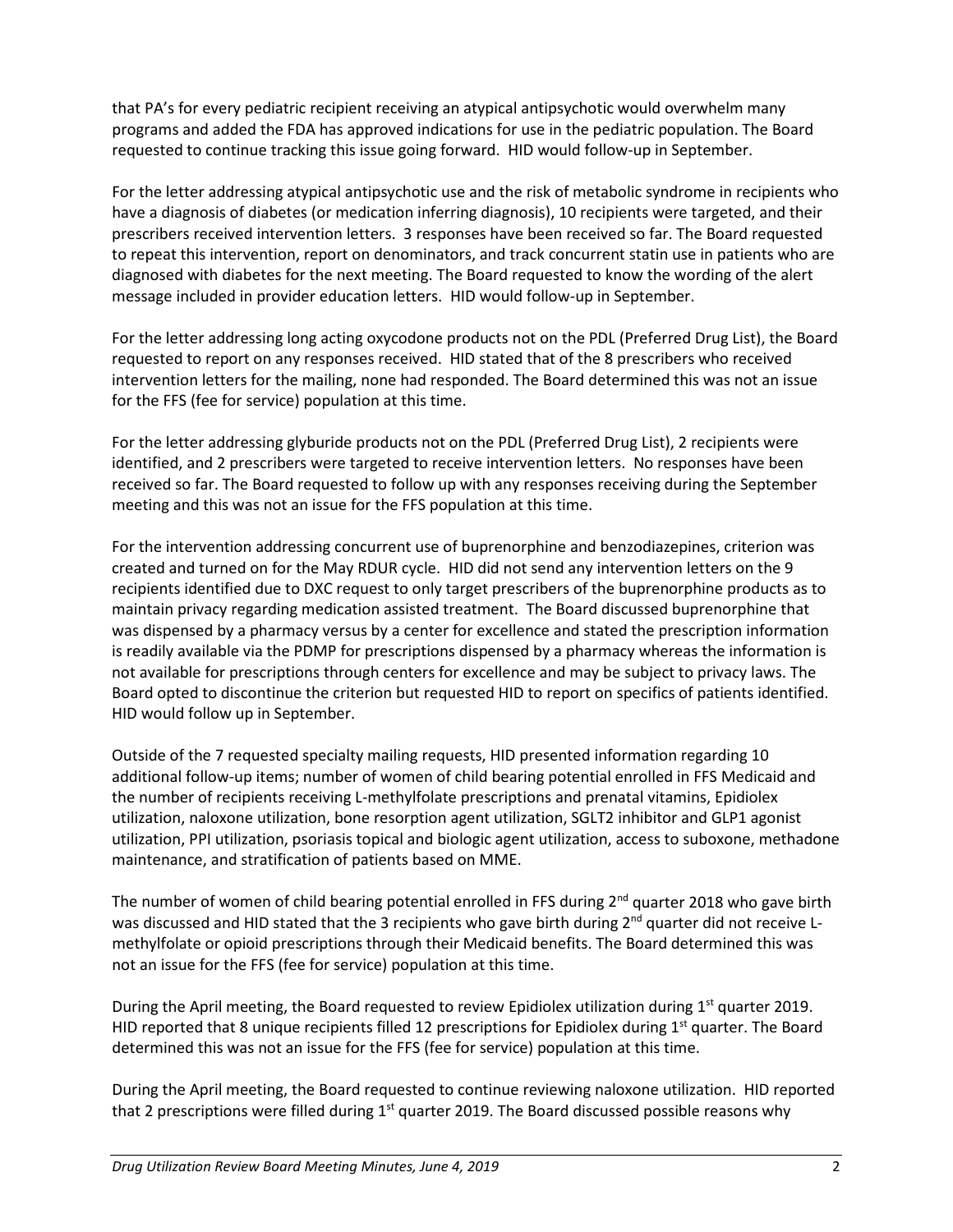that PA's for every pediatric recipient receiving an atypical antipsychotic would overwhelm many programs and added the FDA has approved indications for use in the pediatric population. The Board requested to continue tracking this issue going forward. HID would follow-up in September.

For the letter addressing atypical antipsychotic use and the risk of metabolic syndrome in recipients who have a diagnosis of diabetes (or medication inferring diagnosis), 10 recipients were targeted, and their prescribers received intervention letters. 3 responses have been received so far. The Board requested to repeat this intervention, report on denominators, and track concurrent statin use in patients who are diagnosed with diabetes for the next meeting. The Board requested to know the wording of the alert message included in provider education letters. HID would follow-up in September.

For the letter addressing long acting oxycodone products not on the PDL (Preferred Drug List), the Board requested to report on any responses received. HID stated that of the 8 prescribers who received intervention letters for the mailing, none had responded. The Board determined this was not an issue for the FFS (fee for service) population at this time.

For the letter addressing glyburide products not on the PDL (Preferred Drug List), 2 recipients were identified, and 2 prescribers were targeted to receive intervention letters. No responses have been received so far. The Board requested to follow up with any responses receiving during the September meeting and this was not an issue for the FFS population at this time.

For the intervention addressing concurrent use of buprenorphine and benzodiazepines, criterion was created and turned on for the May RDUR cycle. HID did not send any intervention letters on the 9 recipients identified due to DXC request to only target prescribers of the buprenorphine products as to maintain privacy regarding medication assisted treatment. The Board discussed buprenorphine that was dispensed by a pharmacy versus by a center for excellence and stated the prescription information is readily available via the PDMP for prescriptions dispensed by a pharmacy whereas the information is not available for prescriptions through centers for excellence and may be subject to privacy laws. The Board opted to discontinue the criterion but requested HID to report on specifics of patients identified. HID would follow up in September.

Outside of the 7 requested specialty mailing requests, HID presented information regarding 10 additional follow-up items; number of women of child bearing potential enrolled in FFS Medicaid and the number of recipients receiving L-methylfolate prescriptions and prenatal vitamins, Epidiolex utilization, naloxone utilization, bone resorption agent utilization, SGLT2 inhibitor and GLP1 agonist utilization, PPI utilization, psoriasis topical and biologic agent utilization, access to suboxone, methadone maintenance, and stratification of patients based on MME.

The number of women of child bearing potential enrolled in FFS during 2nd quarter 2018 who gave birth was discussed and HID stated that the 3 recipients who gave birth during 2nd quarter did not receive L-methylfolate or opioid prescriptions through their Medicaid benefits. The Board determined this was not an issue for the FFS (fee for service) population at this time.

During the April meeting, the Board requested to review Epidiolex utilization during 1st quarter 2019. HID reported that 8 unique recipients filled 12 prescriptions for Epidiolex during 1st quarter. The Board determined this was not an issue for the FFS (fee for service) population at this time.

During the April meeting, the Board requested to continue reviewing naloxone utilization. HID reported that 2 prescriptions were filled during 1st quarter 2019. The Board discussed possible reasons why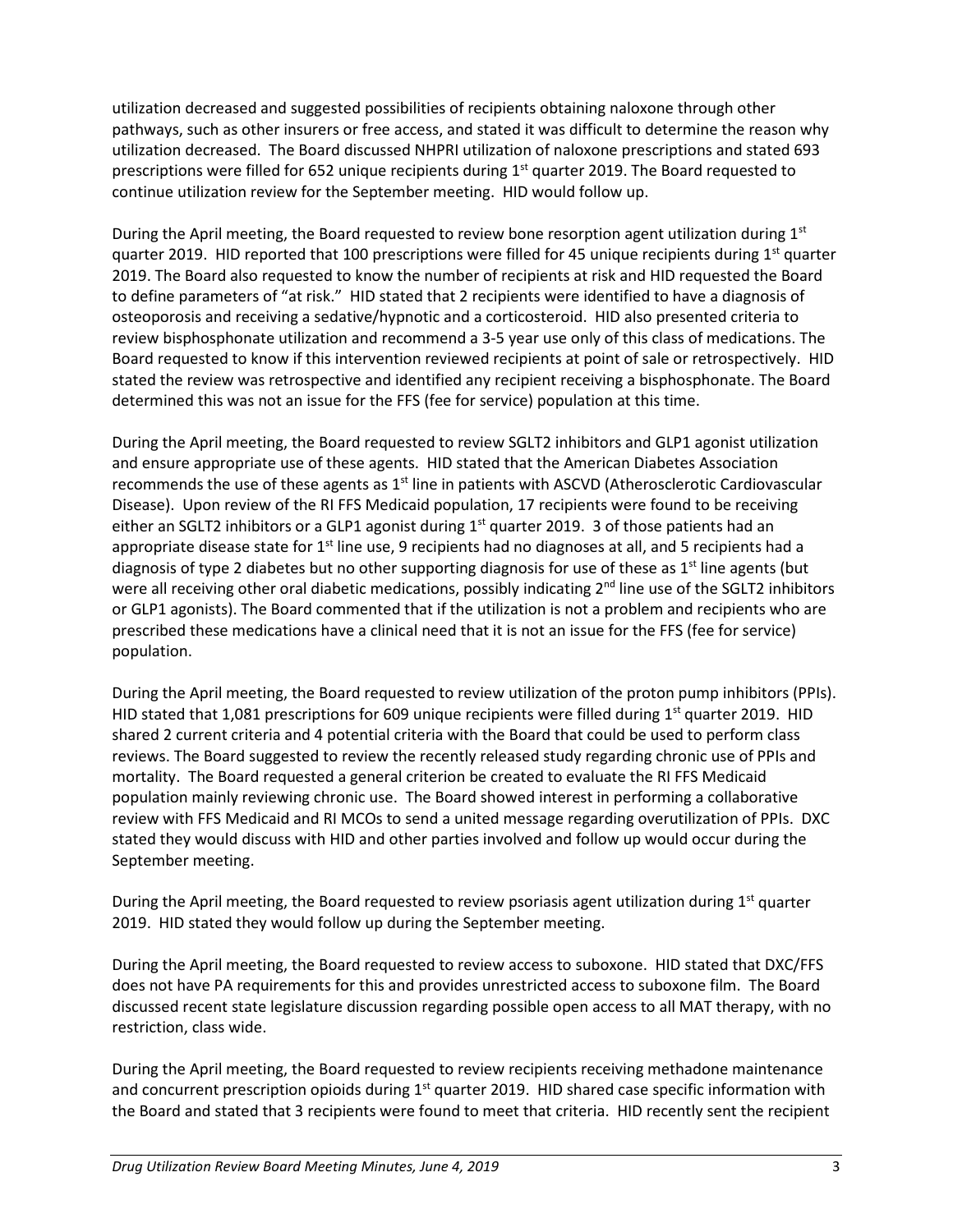utilization decreased and suggested possibilities of recipients obtaining naloxone through other pathways, such as other insurers or free access, and stated it was difficult to determine the reason why utilization decreased. The Board discussed NHPRI utilization of naloxone prescriptions and stated 693 prescriptions were filled for 652 unique recipients during 1st quarter 2019. The Board requested to continue utilization review for the September meeting. HID would follow up.

During the April meeting, the Board requested to review bone resorption agent utilization during 1st quarter 2019. HID reported that 100 prescriptions were filled for 45 unique recipients during 1st quarter 2019. The Board also requested to know the number of recipients at risk and HID requested the Board to define parameters of "at risk." HID stated that 2 recipients were identified to have a diagnosis of osteoporosis and receiving a sedative/hypnotic and a corticosteroid. HID also presented criteria to review bisphosphonate utilization and recommend a 3-5 year use only of this class of medications. The Board requested to know if this intervention reviewed recipients at point of sale or retrospectively. HID stated the review was retrospective and identified any recipient receiving a bisphosphonate. The Board determined this was not an issue for the FFS (fee for service) population at this time.

During the April meeting, the Board requested to review SGLT2 inhibitors and GLP1 agonist utilization and ensure appropriate use of these agents. HID stated that the American Diabetes Association recommends the use of these agents as 1st line in patients with ASCVD (Atherosclerotic Cardiovascular Disease). Upon review of the RI FFS Medicaid population, 17 recipients were found to be receiving either an SGLT2 inhibitors or a GLP1 agonist during 1st quarter 2019. 3 of those patients had an appropriate disease state for 1st line use, 9 recipients had no diagnoses at all, and 5 recipients had a diagnosis of type 2 diabetes but no other supporting diagnosis for use of these as 1st line agents (but were all receiving other oral diabetic medications, possibly indicating 2nd line use of the SGLT2 inhibitors or GLP1 agonists). The Board commented that if the utilization is not a problem and recipients who are prescribed these medications have a clinical need that it is not an issue for the FFS (fee for service) population.

During the April meeting, the Board requested to review utilization of the proton pump inhibitors (PPIs). HID stated that 1,081 prescriptions for 609 unique recipients were filled during 1st quarter 2019. HID shared 2 current criteria and 4 potential criteria with the Board that could be used to perform class reviews. The Board suggested to review the recently released study regarding chronic use of PPIs and mortality. The Board requested a general criterion be created to evaluate the RI FFS Medicaid population mainly reviewing chronic use. The Board showed interest in performing a collaborative review with FFS Medicaid and RI MCOs to send a united message regarding overutilization of PPIs. DXC stated they would discuss with HID and other parties involved and follow up would occur during the September meeting.

During the April meeting, the Board requested to review psoriasis agent utilization during 1st quarter 2019. HID stated they would follow up during the September meeting.

During the April meeting, the Board requested to review access to suboxone. HID stated that DXC/FFS does not have PA requirements for this and provides unrestricted access to suboxone film. The Board discussed recent state legislature discussion regarding possible open access to all MAT therapy, with no restriction, class wide.

During the April meeting, the Board requested to review recipients receiving methadone maintenance and concurrent prescription opioids during 1st quarter 2019. HID shared case specific information with the Board and stated that 3 recipients were found to meet that criteria. HID recently sent the recipient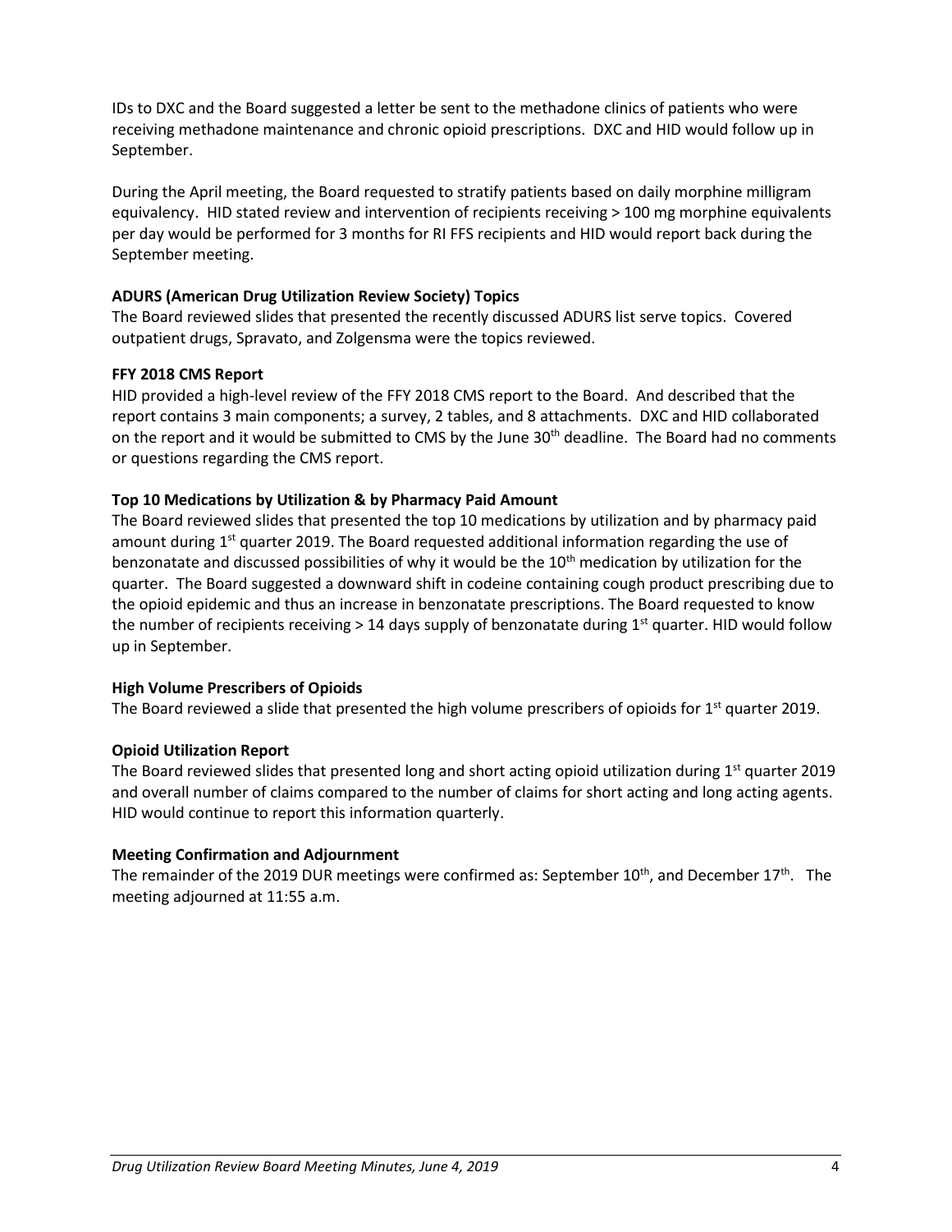IDs to DXC and the Board suggested a letter be sent to the methadone clinics of patients who were receiving methadone maintenance and chronic opioid prescriptions. DXC and HID would follow up in September.

During the April meeting, the Board requested to stratify patients based on daily morphine milligram equivalency. HID stated review and intervention of recipients receiving > 100 mg morphine equivalents per day would be performed for 3 months for RI FFS recipients and HID would report back during the September meeting.

**ADURS (American Drug Utilization Review Society) Topics**

The Board reviewed slides that presented the recently discussed ADURS list serve topics. Covered outpatient drugs, Spravato, and Zolgensma were the topics reviewed.

**FFY 2018 CMS Report**

HID provided a high-level review of the FFY 2018 CMS report to the Board. And described that the report contains 3 main components; a survey, 2 tables, and 8 attachments. DXC and HID collaborated on the report and it would be submitted to CMS by the June 30th deadline. The Board had no comments or questions regarding the CMS report.

**Top 10 Medications by Utilization & by Pharmacy Paid Amount**

The Board reviewed slides that presented the top 10 medications by utilization and by pharmacy paid amount during 1st quarter 2019. The Board requested additional information regarding the use of benzonatate and discussed possibilities of why it would be the 10th medication by utilization for the quarter. The Board suggested a downward shift in codeine containing cough product prescribing due to the opioid epidemic and thus an increase in benzonatate prescriptions. The Board requested to know the number of recipients receiving > 14 days supply of benzonatate during 1st quarter. HID would follow up in September.

**High Volume Prescribers of Opioids**

The Board reviewed a slide that presented the high volume prescribers of opioids for 1st quarter 2019.

**Opioid Utilization Report**

The Board reviewed slides that presented long and short acting opioid utilization during 1st quarter 2019 and overall number of claims compared to the number of claims for short acting and long acting agents. HID would continue to report this information quarterly.

**Meeting Confirmation and Adjournment**

The remainder of the 2019 DUR meetings were confirmed as: September 10th, and December 17th. The meeting adjourned at 11:55 a.m.